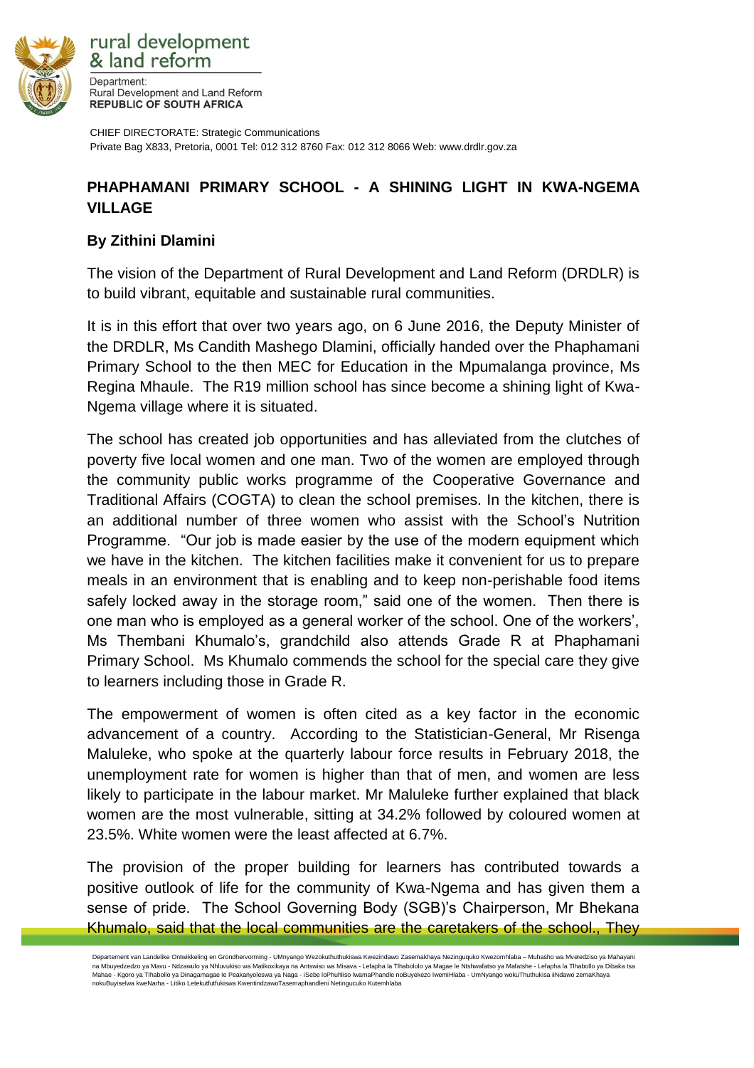rural development & land reform

Department:
Rural Development and Land Reform
**REPUBLIC OF SOUTH AFRICA**

CHIEF DIRECTORATE: Strategic Communications
Private Bag X833, Pretoria, 0001 Tel: 012 312 8760 Fax: 012 312 8066 Web: www.drdlr.gov.za

## PHAPHAMANI PRIMARY SCHOOL - A SHINING LIGHT IN KWA-NGEMA VILLAGE

**By Zithini Dlamini**

The vision of the Department of Rural Development and Land Reform (DRDLR) is to build vibrant, equitable and sustainable rural communities.

It is in this effort that over two years ago, on 6 June 2016, the Deputy Minister of the DRDLR, Ms Candith Mashego Dlamini, officially handed over the Phaphamani Primary School to the then MEC for Education in the Mpumalanga province, Ms Regina Mhaule. The R19 million school has since become a shining light of Kwa-Ngema village where it is situated.

The school has created job opportunities and has alleviated from the clutches of poverty five local women and one man. Two of the women are employed through the community public works programme of the Cooperative Governance and Traditional Affairs (COGTA) to clean the school premises. In the kitchen, there is an additional number of three women who assist with the School's Nutrition Programme. "Our job is made easier by the use of the modern equipment which we have in the kitchen. The kitchen facilities make it convenient for us to prepare meals in an environment that is enabling and to keep non-perishable food items safely locked away in the storage room," said one of the women. Then there is one man who is employed as a general worker of the school. One of the workers', Ms Thembani Khumalo's, grandchild also attends Grade R at Phaphamani Primary School. Ms Khumalo commends the school for the special care they give to learners including those in Grade R.

The empowerment of women is often cited as a key factor in the economic advancement of a country. According to the Statistician-General, Mr Risenga Maluleke, who spoke at the quarterly labour force results in February 2018, the unemployment rate for women is higher than that of men, and women are less likely to participate in the labour market. Mr Maluleke further explained that black women are the most vulnerable, sitting at 34.2% followed by coloured women at 23.5%. White women were the least affected at 6.7%.

The provision of the proper building for learners has contributed towards a positive outlook of life for the community of Kwa-Ngema and has given them a sense of pride. The School Governing Body (SGB)'s Chairperson, Mr Bhekana Khumalo, said that the local communities are the caretakers of the school., They

Departement van Landelike Ontwikkeling en Grondhervorming - UMnyango Wezokuthuthukiswa Kwezindawo Zasemakhaya Nezinguquko Kwezomhlaba – Muhasho wa Mveledziso ya Mahayani na Mbuyedzedzo ya Mavu - Ndzawulo ya Nhluvukiso wa Matikoxikaya na Antswiso wa Misava - Lefapha la Tlhabololo ya Magae le Ntshwafatso ya Mafatshe - Lefapha la Tlhabollo ya Dibaka tsa Mahae - Kgoro ya Tlhabollo ya Dinagamagae le Peakanyoleswa ya Naga - iSebe loPhuhliso lwamaPhandle noBuyekezo lwemiHlaba - UmNyango wokuThuthukisa iiNdawo zemaKhaya nokuBuyiselwa kweNarha - Litiko Letekutfutfukiswa KwentindzawoTasemaphandleni Netingucuko Kutemhlaba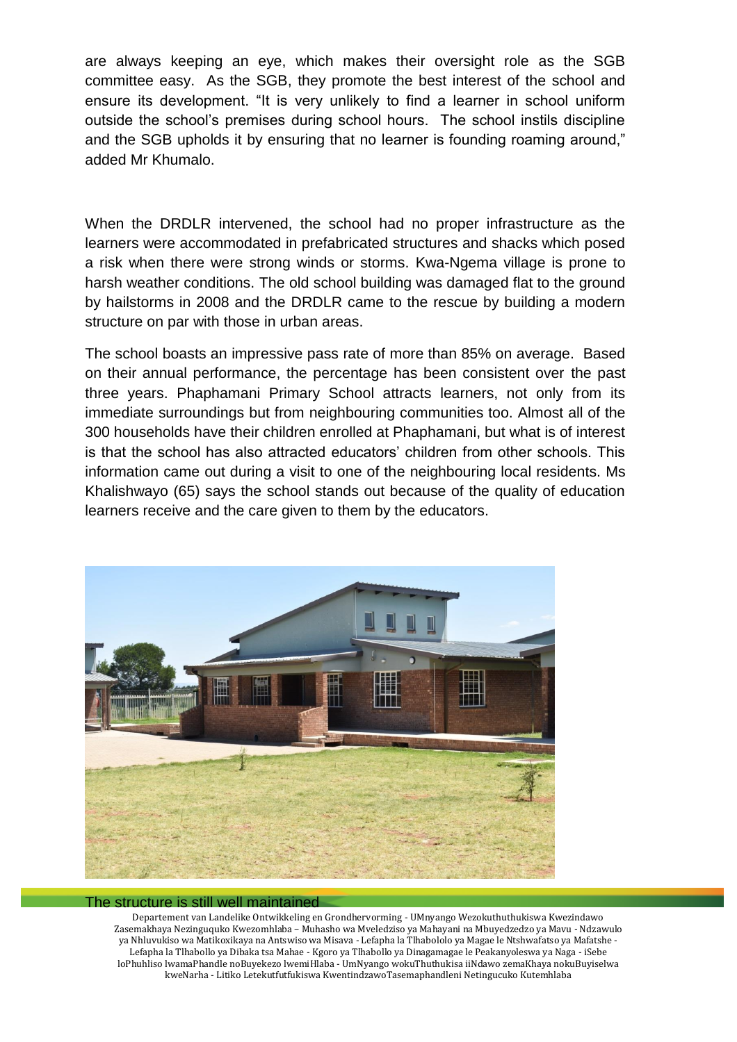are always keeping an eye, which makes their oversight role as the SGB committee easy. As the SGB, they promote the best interest of the school and ensure its development. "It is very unlikely to find a learner in school uniform outside the school's premises during school hours. The school instils discipline and the SGB upholds it by ensuring that no learner is founding roaming around," added Mr Khumalo.

When the DRDLR intervened, the school had no proper infrastructure as the learners were accommodated in prefabricated structures and shacks which posed a risk when there were strong winds or storms. Kwa-Ngema village is prone to harsh weather conditions. The old school building was damaged flat to the ground by hailstorms in 2008 and the DRDLR came to the rescue by building a modern structure on par with those in urban areas.

The school boasts an impressive pass rate of more than 85% on average. Based on their annual performance, the percentage has been consistent over the past three years. Phaphamani Primary School attracts learners, not only from its immediate surroundings but from neighbouring communities too. Almost all of the 300 households have their children enrolled at Phaphamani, but what is of interest is that the school has also attracted educators' children from other schools. This information came out during a visit to one of the neighbouring local residents. Ms Khalishwayo (65) says the school stands out because of the quality of education learners receive and the care given to them by the educators.

The structure is still well maintained